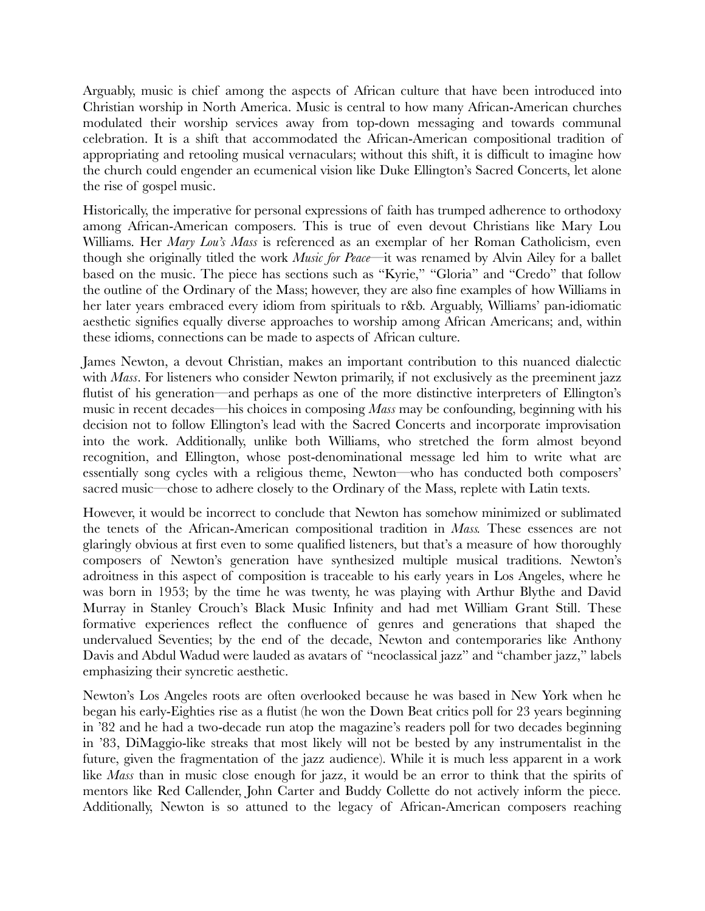Arguably, music is chief among the aspects of African culture that have been introduced into Christian worship in North America. Music is central to how many African-American churches modulated their worship services away from top-down messaging and towards communal celebration. It is a shift that accommodated the African-American compositional tradition of appropriating and retooling musical vernaculars; without this shift, it is difficult to imagine how the church could engender an ecumenical vision like Duke Ellington's Sacred Concerts, let alone the rise of gospel music.

Historically, the imperative for personal expressions of faith has trumped adherence to orthodoxy among African-American composers. This is true of even devout Christians like Mary Lou Williams. Her *Mary Lou's Mass* is referenced as an exemplar of her Roman Catholicism, even though she originally titled the work *Music for Peace*—it was renamed by Alvin Ailey for a ballet based on the music. The piece has sections such as "Kyrie," "Gloria" and "Credo" that follow the outline of the Ordinary of the Mass; however, they are also fine examples of how Williams in her later years embraced every idiom from spirituals to r&b. Arguably, Williams' pan-idiomatic aesthetic signifies equally diverse approaches to worship among African Americans; and, within these idioms, connections can be made to aspects of African culture.

James Newton, a devout Christian, makes an important contribution to this nuanced dialectic with *Mass*. For listeners who consider Newton primarily, if not exclusively as the preeminent jazz flutist of his generation—and perhaps as one of the more distinctive interpreters of Ellington's music in recent decades—his choices in composing *Mass* may be confounding, beginning with his decision not to follow Ellington's lead with the Sacred Concerts and incorporate improvisation into the work. Additionally, unlike both Williams, who stretched the form almost beyond recognition, and Ellington, whose post-denominational message led him to write what are essentially song cycles with a religious theme, Newton—who has conducted both composers' sacred music—chose to adhere closely to the Ordinary of the Mass, replete with Latin texts.

However, it would be incorrect to conclude that Newton has somehow minimized or sublimated the tenets of the African-American compositional tradition in *Mass.* These essences are not glaringly obvious at first even to some qualified listeners, but that's a measure of how thoroughly composers of Newton's generation have synthesized multiple musical traditions. Newton's adroitness in this aspect of composition is traceable to his early years in Los Angeles, where he was born in 1953; by the time he was twenty, he was playing with Arthur Blythe and David Murray in Stanley Crouch's Black Music Infinity and had met William Grant Still. These formative experiences reflect the confluence of genres and generations that shaped the undervalued Seventies; by the end of the decade, Newton and contemporaries like Anthony Davis and Abdul Wadud were lauded as avatars of "neoclassical jazz" and "chamber jazz," labels emphasizing their syncretic aesthetic.

Newton's Los Angeles roots are often overlooked because he was based in New York when he began his early-Eighties rise as a flutist (he won the Down Beat critics poll for 23 years beginning in '82 and he had a two-decade run atop the magazine's readers poll for two decades beginning in '83, DiMaggio-like streaks that most likely will not be bested by any instrumentalist in the future, given the fragmentation of the jazz audience). While it is much less apparent in a work like *Mass* than in music close enough for jazz, it would be an error to think that the spirits of mentors like Red Callender, John Carter and Buddy Collette do not actively inform the piece. Additionally, Newton is so attuned to the legacy of African-American composers reaching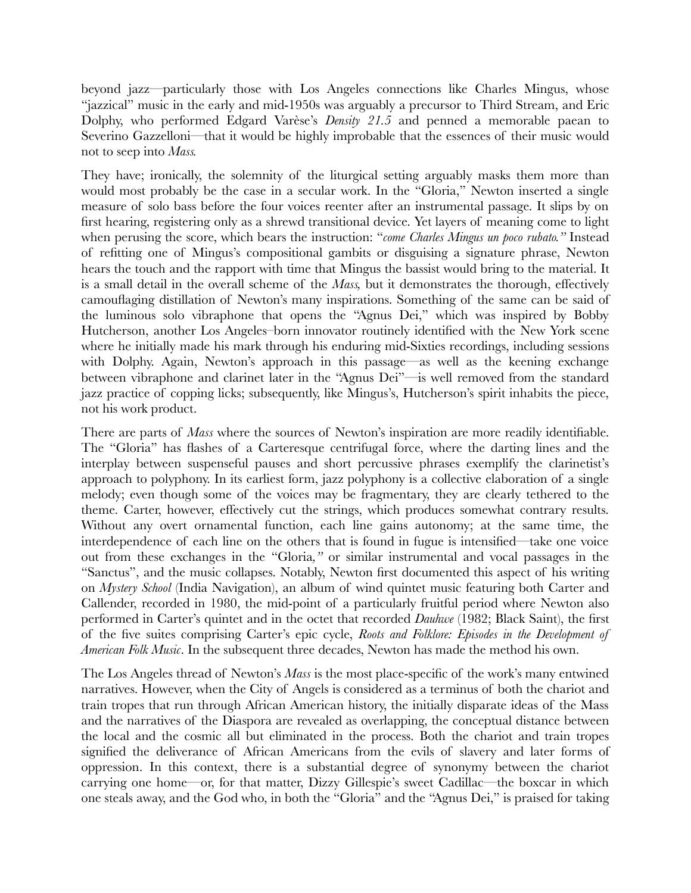beyond jazz—particularly those with Los Angeles connections like Charles Mingus, whose "jazzical" music in the early and mid-1950s was arguably a precursor to Third Stream, and Eric Dolphy, who performed Edgard Varèse's *Density 21.5* and penned a memorable paean to Severino Gazzelloni—that it would be highly improbable that the essences of their music would not to seep into *Mass.*

They have; ironically, the solemnity of the liturgical setting arguably masks them more than would most probably be the case in a secular work. In the "Gloria," Newton inserted a single measure of solo bass before the four voices reenter after an instrumental passage. It slips by on first hearing, registering only as a shrewd transitional device. Yet layers of meaning come to light when perusing the score, which bears the instruction: "*come Charles Mingus un poco rubato."* Instead of refitting one of Mingus's compositional gambits or disguising a signature phrase, Newton hears the touch and the rapport with time that Mingus the bassist would bring to the material. It is a small detail in the overall scheme of the *Mass,* but it demonstrates the thorough, effectively camouflaging distillation of Newton's many inspirations. Something of the same can be said of the luminous solo vibraphone that opens the "Agnus Dei," which was inspired by Bobby Hutcherson, another Los Angeles–born innovator routinely identified with the New York scene where he initially made his mark through his enduring mid-Sixties recordings, including sessions with Dolphy. Again, Newton's approach in this passage—as well as the keening exchange between vibraphone and clarinet later in the "Agnus Dei"—is well removed from the standard jazz practice of copping licks; subsequently, like Mingus's, Hutcherson's spirit inhabits the piece, not his work product.

There are parts of *Mass* where the sources of Newton's inspiration are more readily identifiable. The "Gloria" has flashes of a Carteresque centrifugal force, where the darting lines and the interplay between suspenseful pauses and short percussive phrases exemplify the clarinetist's approach to polyphony. In its earliest form, jazz polyphony is a collective elaboration of a single melody; even though some of the voices may be fragmentary, they are clearly tethered to the theme. Carter, however, effectively cut the strings, which produces somewhat contrary results. Without any overt ornamental function, each line gains autonomy; at the same time, the interdependence of each line on the others that is found in fugue is intensified—take one voice out from these exchanges in the "Gloria*,"* or similar instrumental and vocal passages in the "Sanctus", and the music collapses. Notably, Newton first documented this aspect of his writing on *Mystery School* (India Navigation), an album of wind quintet music featuring both Carter and Callender, recorded in 1980, the mid-point of a particularly fruitful period where Newton also performed in Carter's quintet and in the octet that recorded *Dauhwe* (1982; Black Saint), the first of the five suites comprising Carter's epic cycle, *Roots and Folklore: Episodes in the Development of American Folk Music*. In the subsequent three decades, Newton has made the method his own.

The Los Angeles thread of Newton's *Mass* is the most place-specific of the work's many entwined narratives. However, when the City of Angels is considered as a terminus of both the chariot and train tropes that run through African American history, the initially disparate ideas of the Mass and the narratives of the Diaspora are revealed as overlapping, the conceptual distance between the local and the cosmic all but eliminated in the process. Both the chariot and train tropes signified the deliverance of African Americans from the evils of slavery and later forms of oppression. In this context, there is a substantial degree of synonymy between the chariot carrying one home—or, for that matter, Dizzy Gillespie's sweet Cadillac—the boxcar in which one steals away, and the God who, in both the "Gloria" and the "Agnus Dei," is praised for taking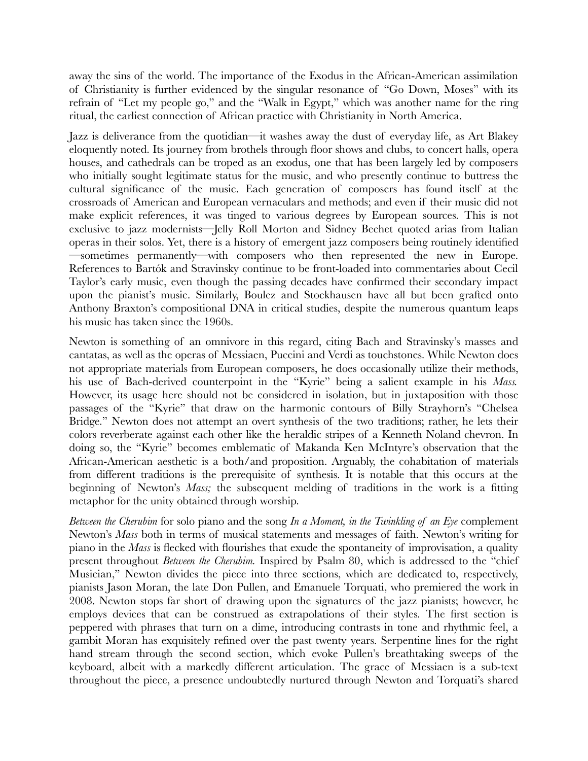away the sins of the world. The importance of the Exodus in the African-American assimilation of Christianity is further evidenced by the singular resonance of "Go Down, Moses" with its refrain of "Let my people go," and the "Walk in Egypt," which was another name for the ring ritual, the earliest connection of African practice with Christianity in North America.

Jazz is deliverance from the quotidian—it washes away the dust of everyday life, as Art Blakey eloquently noted. Its journey from brothels through floor shows and clubs, to concert halls, opera houses, and cathedrals can be troped as an exodus, one that has been largely led by composers who initially sought legitimate status for the music, and who presently continue to buttress the cultural significance of the music. Each generation of composers has found itself at the crossroads of American and European vernaculars and methods; and even if their music did not make explicit references, it was tinged to various degrees by European sources. This is not exclusive to jazz modernists—Jelly Roll Morton and Sidney Bechet quoted arias from Italian operas in their solos. Yet, there is a history of emergent jazz composers being routinely identified—sometimes permanently—with composers who then represented the new in Europe. References to Bartók and Stravinsky continue to be front-loaded into commentaries about Cecil Taylor's early music, even though the passing decades have confirmed their secondary impact upon the pianist's music. Similarly, Boulez and Stockhausen have all but been grafted onto Anthony Braxton's compositional DNA in critical studies, despite the numerous quantum leaps his music has taken since the 1960s.

Newton is something of an omnivore in this regard, citing Bach and Stravinsky's masses and cantatas, as well as the operas of Messiaen, Puccini and Verdi as touchstones. While Newton does not appropriate materials from European composers, he does occasionally utilize their methods, his use of Bach-derived counterpoint in the "Kyrie" being a salient example in his *Mass.* However, its usage here should not be considered in isolation, but in juxtaposition with those passages of the "Kyrie" that draw on the harmonic contours of Billy Strayhorn's "Chelsea Bridge." Newton does not attempt an overt synthesis of the two traditions; rather, he lets their colors reverberate against each other like the heraldic stripes of a Kenneth Noland chevron. In doing so, the "Kyrie" becomes emblematic of Makanda Ken McIntyre's observation that the African-American aesthetic is a both/and proposition. Arguably, the cohabitation of materials from different traditions is the prerequisite of synthesis. It is notable that this occurs at the beginning of Newton's *Mass;* the subsequent melding of traditions in the work is a fitting metaphor for the unity obtained through worship.

*Between the Cherubim* for solo piano and the song *In a Moment, in the Twinkling of an Eye* complement Newton's *Mass* both in terms of musical statements and messages of faith. Newton's writing for piano in the *Mass* is flecked with flourishes that exude the spontaneity of improvisation, a quality present throughout *Between the Cherubim.* Inspired by Psalm 80, which is addressed to the "chief Musician," Newton divides the piece into three sections, which are dedicated to, respectively, pianists Jason Moran, the late Don Pullen, and Emanuele Torquati, who premiered the work in 2008. Newton stops far short of drawing upon the signatures of the jazz pianists; however, he employs devices that can be construed as extrapolations of their styles. The first section is peppered with phrases that turn on a dime, introducing contrasts in tone and rhythmic feel, a gambit Moran has exquisitely refined over the past twenty years. Serpentine lines for the right hand stream through the second section, which evoke Pullen's breathtaking sweeps of the keyboard, albeit with a markedly different articulation. The grace of Messiaen is a sub-text throughout the piece, a presence undoubtedly nurtured through Newton and Torquati's shared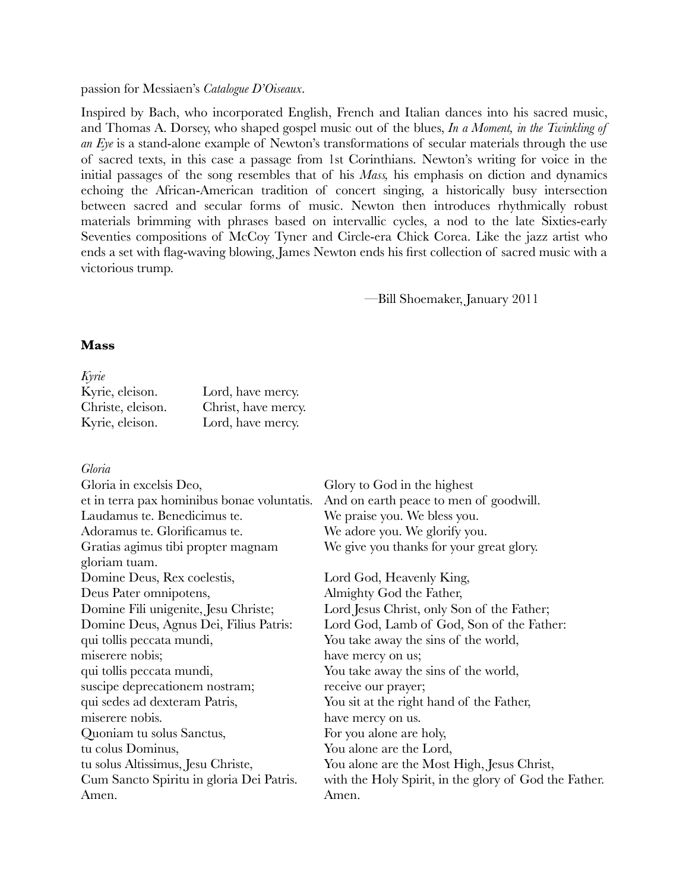passion for Messiaen's *Catalogue D'Oiseaux*.

Inspired by Bach, who incorporated English, French and Italian dances into his sacred music, and Thomas A. Dorsey, who shaped gospel music out of the blues, *In a Moment, in the Twinkling of an Eye* is a stand-alone example of Newton's transformations of secular materials through the use of sacred texts, in this case a passage from 1st Corinthians. Newton's writing for voice in the initial passages of the song resembles that of his *Mass,* his emphasis on diction and dynamics echoing the African-American tradition of concert singing, a historically busy intersection between sacred and secular forms of music. Newton then introduces rhythmically robust materials brimming with phrases based on intervallic cycles, a nod to the late Sixties-early Seventies compositions of McCoy Tyner and Circle-era Chick Corea. Like the jazz artist who ends a set with flag-waving blowing, James Newton ends his first collection of sacred music with a victorious trump.

—Bill Shoemaker, January 2011

**Mass**

*Kyrie*

| | |
|---|---|
| Kyrie, eleison. | Lord, have mercy. |
| Christe, eleison. | Christ, have mercy. |
| Kyrie, eleison. | Lord, have mercy. |

*Gloria*

| | |
|---|---|
| Gloria in excelsis Deo, | Glory to God in the highest |
| et in terra pax hominibus bonae voluntatis. | And on earth peace to men of goodwill. |
| Laudamus te. Benedicimus te. | We praise you. We bless you. |
| Adoramus te. Glorificamus te. | We adore you. We glorify you. |
| Gratias agimus tibi propter magnam gloriam tuam. | We give you thanks for your great glory. |
| Domine Deus, Rex coelestis, | Lord God, Heavenly King, |
| Deus Pater omnipotens, | Almighty God the Father, |
| Domine Fili unigenite, Jesu Christe; | Lord Jesus Christ, only Son of the Father; |
| Domine Deus, Agnus Dei, Filius Patris: | Lord God, Lamb of God, Son of the Father: |
| qui tollis peccata mundi, | You take away the sins of the world, |
| miserere nobis; | have mercy on us; |
| qui tollis peccata mundi, | You take away the sins of the world, |
| suscipe deprecationem nostram; | receive our prayer; |
| qui sedes ad dexteram Patris, | You sit at the right hand of the Father, |
| miserere nobis. | have mercy on us. |
| Quoniam tu solus Sanctus, | For you alone are holy, |
| tu colus Dominus, | You alone are the Lord, |
| tu solus Altissimus, Jesu Christe, | You alone are the Most High, Jesus Christ, |
| Cum Sancto Spiritu in gloria Dei Patris. | with the Holy Spirit, in the glory of God the Father. |
| Amen. | Amen. |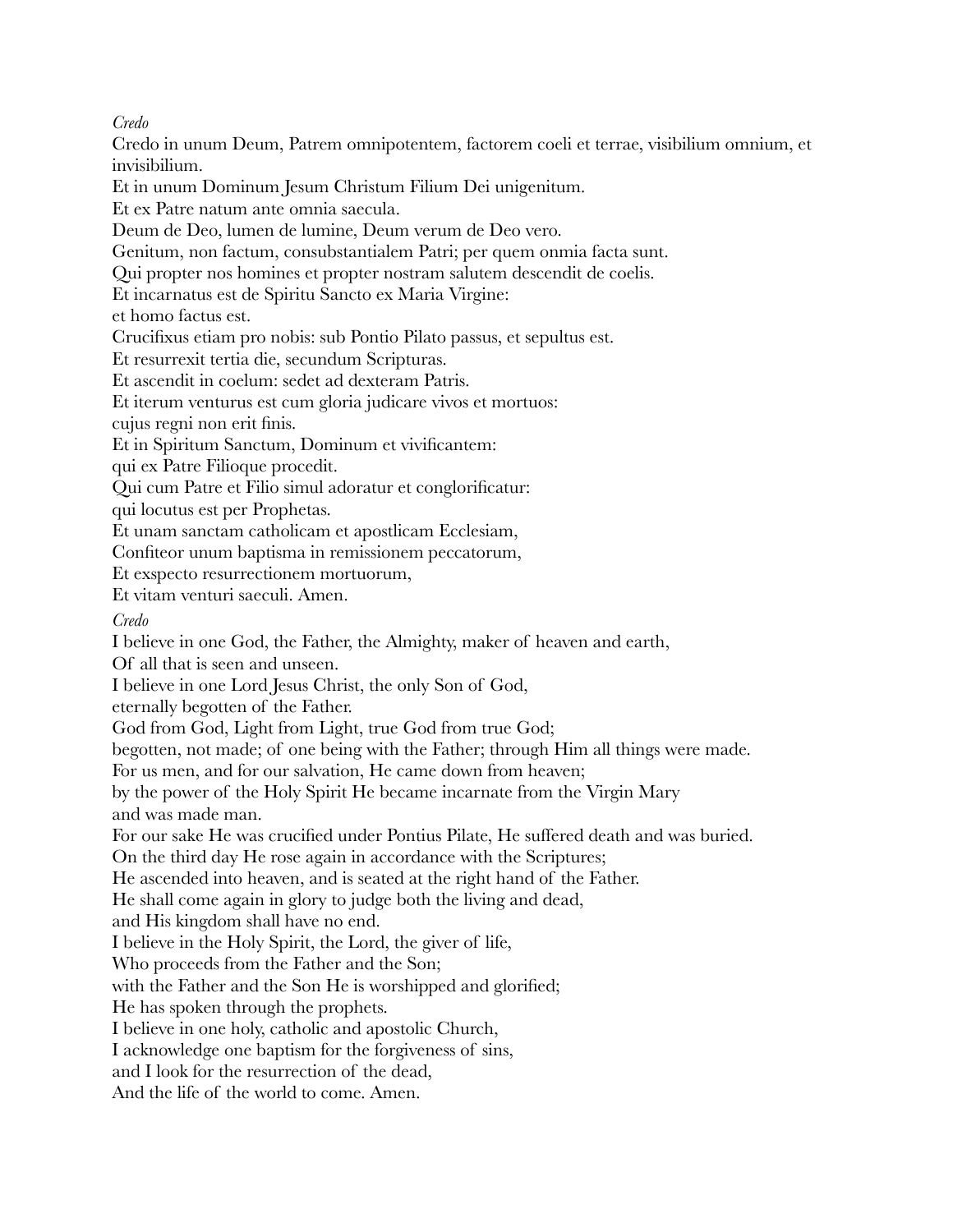*Credo*

Credo in unum Deum, Patrem omnipotentem, factorem coeli et terrae, visibilium omnium, et invisibilium.

Et in unum Dominum Jesum Christum Filium Dei unigenitum.

Et ex Patre natum ante omnia saecula.

Deum de Deo, lumen de lumine, Deum verum de Deo vero.

Genitum, non factum, consubstantialem Patri; per quem onmia facta sunt.

Qui propter nos homines et propter nostram salutem descendit de coelis.

Et incarnatus est de Spiritu Sancto ex Maria Virgine:

et homo factus est.

Crucifixus etiam pro nobis: sub Pontio Pilato passus, et sepultus est.

Et resurrexit tertia die, secundum Scripturas.

Et ascendit in coelum: sedet ad dexteram Patris.

Et iterum venturus est cum gloria judicare vivos et mortuos:

cujus regni non erit finis.

Et in Spiritum Sanctum, Dominum et vivificantem:

qui ex Patre Filioque procedit.

Qui cum Patre et Filio simul adoratur et conglorificatur:

qui locutus est per Prophetas.

Et unam sanctam catholicam et apostlicam Ecclesiam,

Confiteor unum baptisma in remissionem peccatorum,

Et exspecto resurrectionem mortuorum,

Et vitam venturi saeculi. Amen.

*Credo*

I believe in one God, the Father, the Almighty, maker of heaven and earth,

Of all that is seen and unseen.

I believe in one Lord Jesus Christ, the only Son of God,

eternally begotten of the Father.

God from God, Light from Light, true God from true God;

begotten, not made; of one being with the Father; through Him all things were made.

For us men, and for our salvation, He came down from heaven;

by the power of the Holy Spirit He became incarnate from the Virgin Mary

and was made man.

For our sake He was crucified under Pontius Pilate, He suffered death and was buried.

On the third day He rose again in accordance with the Scriptures;

He ascended into heaven, and is seated at the right hand of the Father.

He shall come again in glory to judge both the living and dead,

and His kingdom shall have no end.

I believe in the Holy Spirit, the Lord, the giver of life,

Who proceeds from the Father and the Son;

with the Father and the Son He is worshipped and glorified;

He has spoken through the prophets.

I believe in one holy, catholic and apostolic Church,

I acknowledge one baptism for the forgiveness of sins,

and I look for the resurrection of the dead,

And the life of the world to come. Amen.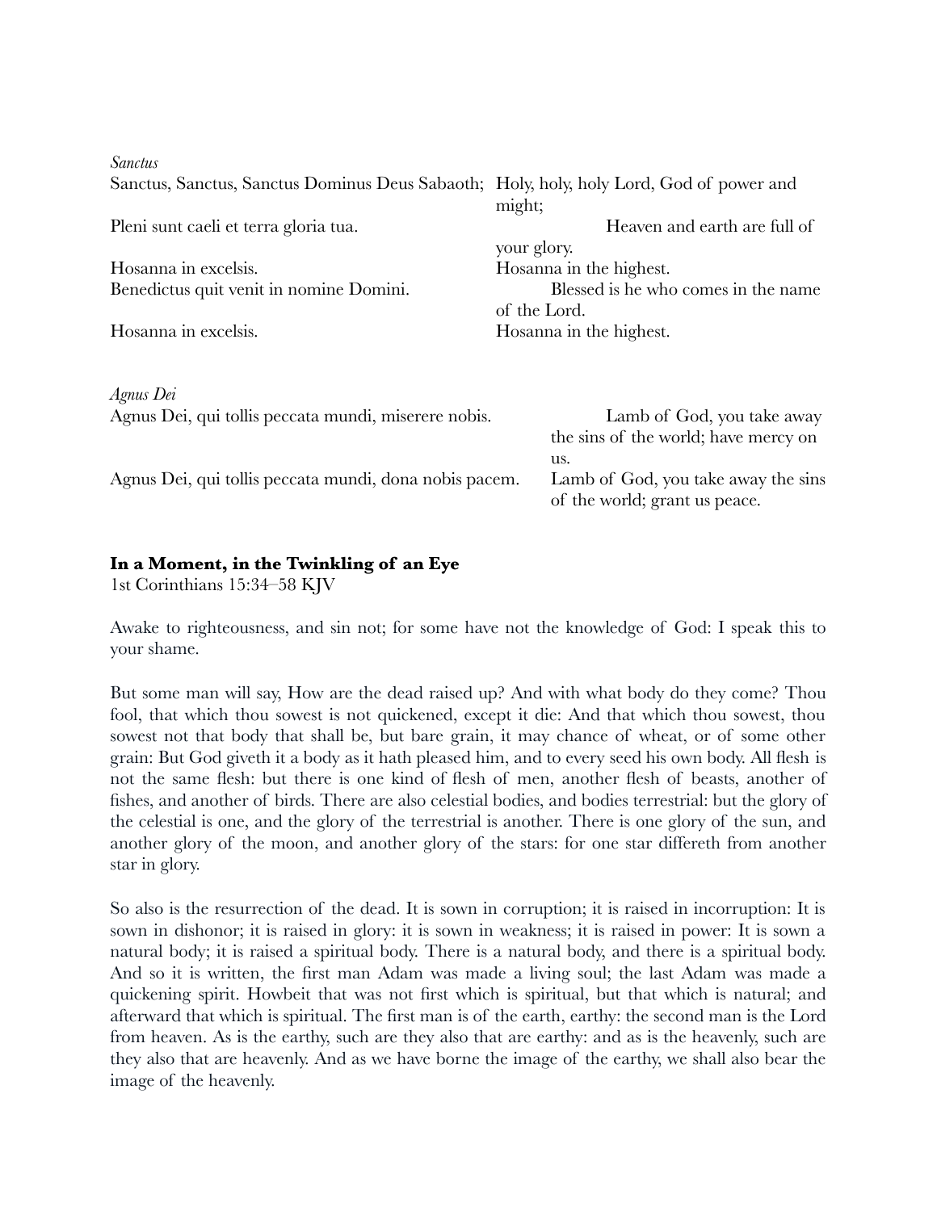*Sanctus*

| | |
|---|---|
| Sanctus, Sanctus, Sanctus Dominus Deus Sabaoth; | Holy, holy, holy Lord, God of power and might; |
| Pleni sunt caeli et terra gloria tua. | Heaven and earth are full of your glory. |
| Hosanna in excelsis. | Hosanna in the highest. |
| Benedictus quit venit in nomine Domini. | Blessed is he who comes in the name of the Lord. |
| Hosanna in excelsis. | Hosanna in the highest. |

*Agnus Dei*

| | |
|---|---|
| Agnus Dei, qui tollis peccata mundi, miserere nobis. | Lamb of God, you take away the sins of the world; have mercy on us. |
| Agnus Dei, qui tollis peccata mundi, dona nobis pacem. | Lamb of God, you take away the sins of the world; grant us peace. |

**In a Moment, in the Twinkling of an Eye**

1st Corinthians 15:34–58 KJV

Awake to righteousness, and sin not; for some have not the knowledge of God: I speak this to your shame.

But some man will say, How are the dead raised up? And with what body do they come? Thou fool, that which thou sowest is not quickened, except it die: And that which thou sowest, thou sowest not that body that shall be, but bare grain, it may chance of wheat, or of some other grain: But God giveth it a body as it hath pleased him, and to every seed his own body. All flesh is not the same flesh: but there is one kind of flesh of men, another flesh of beasts, another of fishes, and another of birds. There are also celestial bodies, and bodies terrestrial: but the glory of the celestial is one, and the glory of the terrestrial is another. There is one glory of the sun, and another glory of the moon, and another glory of the stars: for one star differeth from another star in glory.

So also is the resurrection of the dead. It is sown in corruption; it is raised in incorruption: It is sown in dishonor; it is raised in glory: it is sown in weakness; it is raised in power: It is sown a natural body; it is raised a spiritual body. There is a natural body, and there is a spiritual body. And so it is written, the first man Adam was made a living soul; the last Adam was made a quickening spirit. Howbeit that was not first which is spiritual, but that which is natural; and afterward that which is spiritual. The first man is of the earth, earthy: the second man is the Lord from heaven. As is the earthy, such are they also that are earthy: and as is the heavenly, such are they also that are heavenly. And as we have borne the image of the earthy, we shall also bear the image of the heavenly.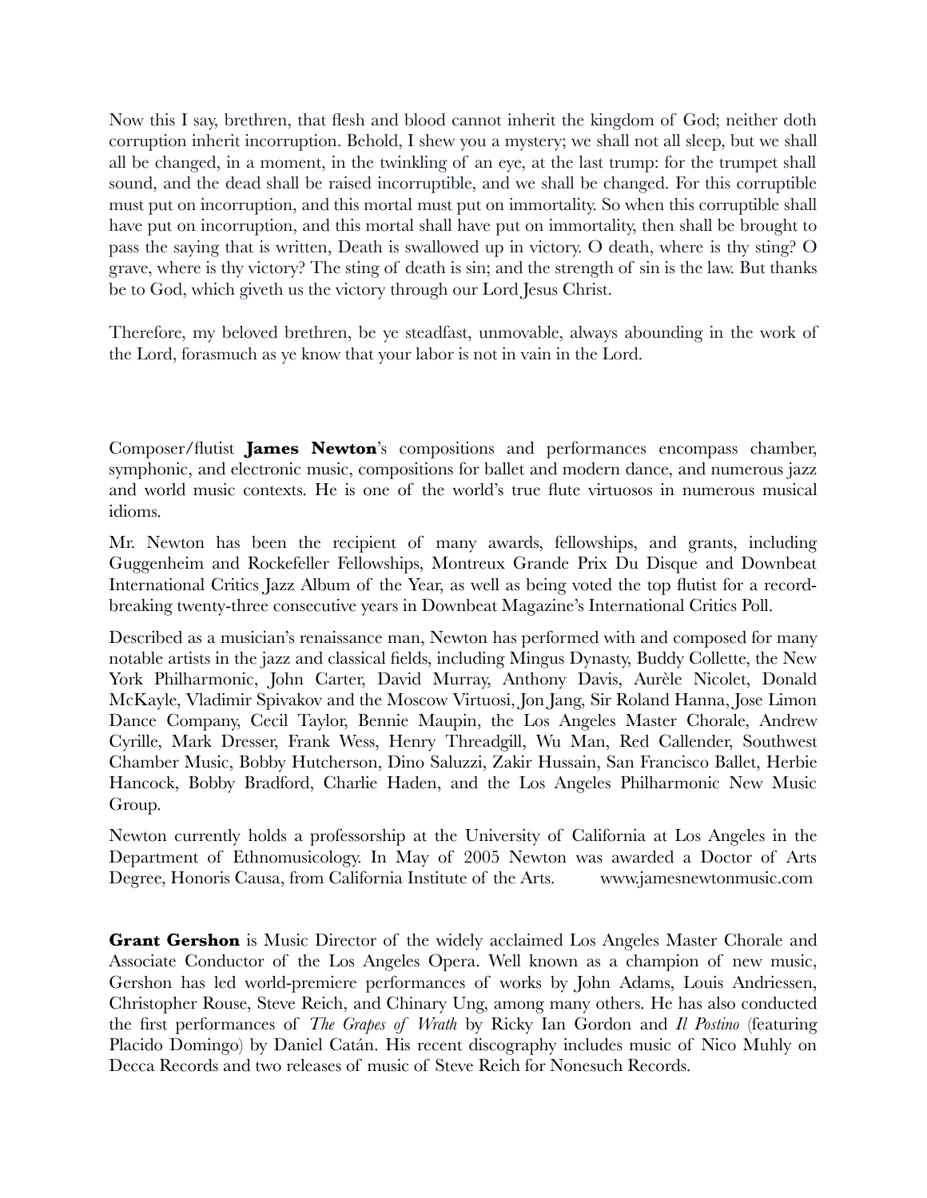Now this I say, brethren, that flesh and blood cannot inherit the kingdom of God; neither doth corruption inherit incorruption. Behold, I shew you a mystery; we shall not all sleep, but we shall all be changed, in a moment, in the twinkling of an eye, at the last trump: for the trumpet shall sound, and the dead shall be raised incorruptible, and we shall be changed. For this corruptible must put on incorruption, and this mortal must put on immortality. So when this corruptible shall have put on incorruption, and this mortal shall have put on immortality, then shall be brought to pass the saying that is written, Death is swallowed up in victory. O death, where is thy sting? O grave, where is thy victory? The sting of death is sin; and the strength of sin is the law. But thanks be to God, which giveth us the victory through our Lord Jesus Christ.

Therefore, my beloved brethren, be ye steadfast, unmovable, always abounding in the work of the Lord, forasmuch as ye know that your labor is not in vain in the Lord.

Composer/flutist **James Newton**'s compositions and performances encompass chamber, symphonic, and electronic music, compositions for ballet and modern dance, and numerous jazz and world music contexts. He is one of the world's true flute virtuosos in numerous musical idioms.

Mr. Newton has been the recipient of many awards, fellowships, and grants, including Guggenheim and Rockefeller Fellowships, Montreux Grande Prix Du Disque and Downbeat International Critics Jazz Album of the Year, as well as being voted the top flutist for a record-breaking twenty-three consecutive years in Downbeat Magazine's International Critics Poll.

Described as a musician's renaissance man, Newton has performed with and composed for many notable artists in the jazz and classical fields, including Mingus Dynasty, Buddy Collette, the New York Philharmonic, John Carter, David Murray, Anthony Davis, Aurèle Nicolet, Donald McKayle, Vladimir Spivakov and the Moscow Virtuosi, Jon Jang, Sir Roland Hanna, Jose Limon Dance Company, Cecil Taylor, Bennie Maupin, the Los Angeles Master Chorale, Andrew Cyrille, Mark Dresser, Frank Wess, Henry Threadgill, Wu Man, Red Callender, Southwest Chamber Music, Bobby Hutcherson, Dino Saluzzi, Zakir Hussain, San Francisco Ballet, Herbie Hancock, Bobby Bradford, Charlie Haden, and the Los Angeles Philharmonic New Music Group.

Newton currently holds a professorship at the University of California at Los Angeles in the Department of Ethnomusicology. In May of 2005 Newton was awarded a Doctor of Arts Degree, Honoris Causa, from California Institute of the Arts. www.jamesnewtonmusic.com

**Grant Gershon** is Music Director of the widely acclaimed Los Angeles Master Chorale and Associate Conductor of the Los Angeles Opera. Well known as a champion of new music, Gershon has led world-premiere performances of works by John Adams, Louis Andriessen, Christopher Rouse, Steve Reich, and Chinary Ung, among many others. He has also conducted the first performances of *The Grapes of Wrath* by Ricky Ian Gordon and *Il Postino* (featuring Placido Domingo) by Daniel Catán. His recent discography includes music of Nico Muhly on Decca Records and two releases of music of Steve Reich for Nonesuch Records.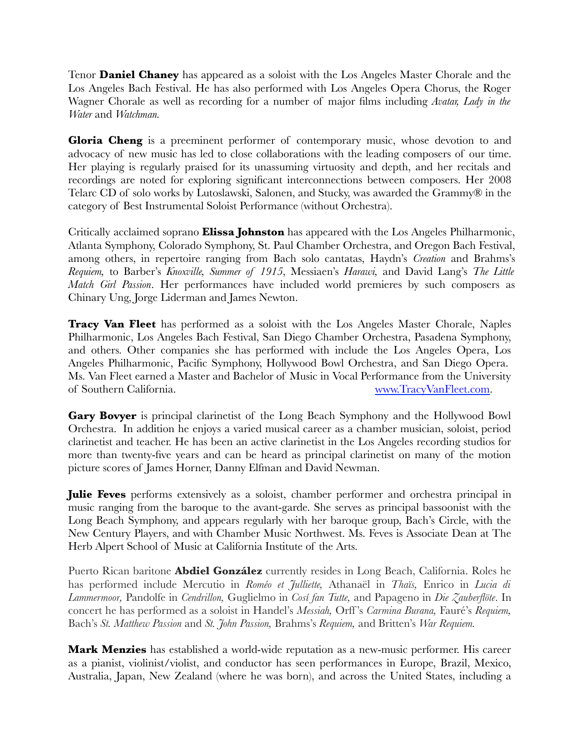Tenor **Daniel Chaney** has appeared as a soloist with the Los Angeles Master Chorale and the Los Angeles Bach Festival. He has also performed with Los Angeles Opera Chorus, the Roger Wagner Chorale as well as recording for a number of major films including *Avatar, Lady in the Water* and *Watchman.*

**Gloria Cheng** is a preeminent performer of contemporary music, whose devotion to and advocacy of new music has led to close collaborations with the leading composers of our time. Her playing is regularly praised for its unassuming virtuosity and depth, and her recitals and recordings are noted for exploring significant interconnections between composers. Her 2008 Telarc CD of solo works by Lutoslawski, Salonen, and Stucky, was awarded the Grammy® in the category of Best Instrumental Soloist Performance (without Orchestra).

Critically acclaimed soprano **Elissa Johnston** has appeared with the Los Angeles Philharmonic, Atlanta Symphony, Colorado Symphony, St. Paul Chamber Orchestra, and Oregon Bach Festival, among others, in repertoire ranging from Bach solo cantatas, Haydn's *Creation* and Brahms's *Requiem,* to Barber's *Knoxville, Summer of 1915*, Messiaen's *Harawi,* and David Lang's *The Little Match Girl Passion*. Her performances have included world premieres by such composers as Chinary Ung, Jorge Liderman and James Newton.

**Tracy Van Fleet** has performed as a soloist with the Los Angeles Master Chorale, Naples Philharmonic, Los Angeles Bach Festival, San Diego Chamber Orchestra, Pasadena Symphony, and others. Other companies she has performed with include the Los Angeles Opera, Los Angeles Philharmonic, Pacific Symphony, Hollywood Bowl Orchestra, and San Diego Opera. Ms. Van Fleet earned a Master and Bachelor of Music in Vocal Performance from the University of Southern California. www.TracyVanFleet.com.

**Gary Bovyer** is principal clarinetist of the Long Beach Symphony and the Hollywood Bowl Orchestra. In addition he enjoys a varied musical career as a chamber musician, soloist, period clarinetist and teacher. He has been an active clarinetist in the Los Angeles recording studios for more than twenty-five years and can be heard as principal clarinetist on many of the motion picture scores of James Horner, Danny Elfman and David Newman.

**Julie Feves** performs extensively as a soloist, chamber performer and orchestra principal in music ranging from the baroque to the avant-garde. She serves as principal bassoonist with the Long Beach Symphony, and appears regularly with her baroque group, Bach's Circle, with the New Century Players, and with Chamber Music Northwest. Ms. Feves is Associate Dean at The Herb Alpert School of Music at California Institute of the Arts.

Puerto Rican baritone **Abdiel González** currently resides in Long Beach, California. Roles he has performed include Mercutio in *Roméo et Julliette,* Athanaël in *Thaïs,* Enrico in *Lucia di Lammermoor,* Pandolfe in *Cendrillon,* Guglielmo in *Cosí fan Tutte,* and Papageno in *Die Zauberflöte*. In concert he has performed as a soloist in Handel's *Messiah,* Orff's *Carmina Burana,* Fauré's *Requiem,* Bach's *St. Matthew Passion* and *St. John Passion,* Brahms's *Requiem,* and Britten's *War Requiem.*

**Mark Menzies** has established a world-wide reputation as a new-music performer. His career as a pianist, violinist/violist, and conductor has seen performances in Europe, Brazil, Mexico, Australia, Japan, New Zealand (where he was born), and across the United States, including a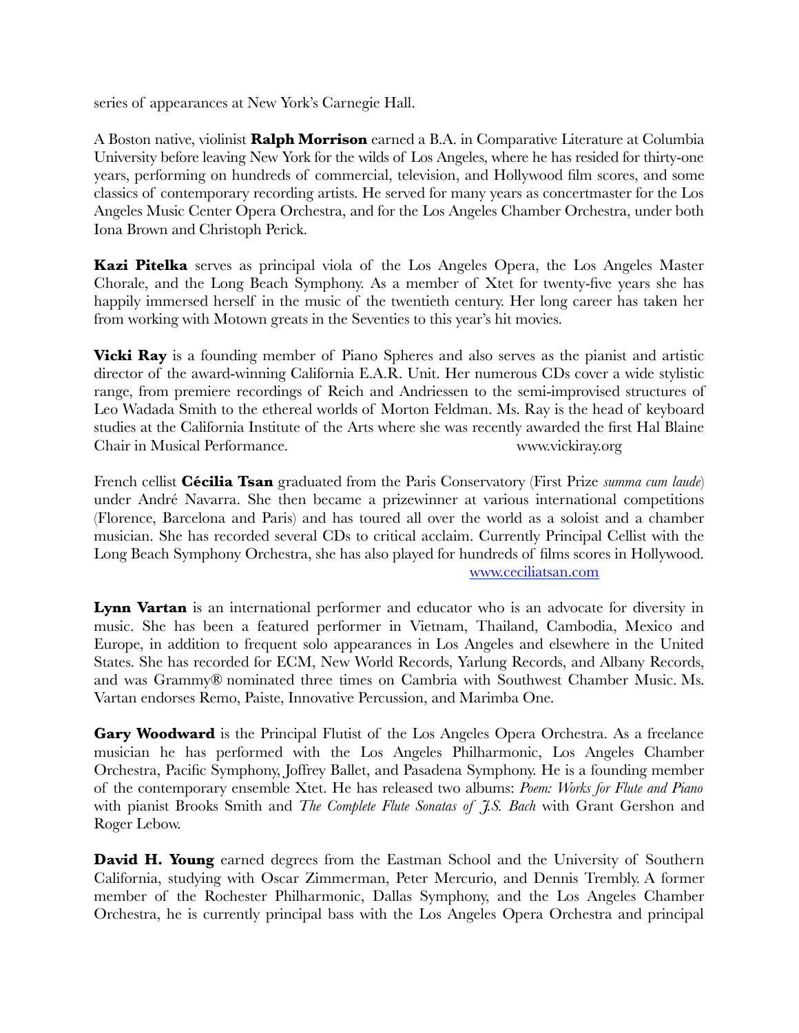series of appearances at New York's Carnegie Hall.

A Boston native, violinist **Ralph Morrison** earned a B.A. in Comparative Literature at Columbia University before leaving New York for the wilds of Los Angeles, where he has resided for thirty-one years, performing on hundreds of commercial, television, and Hollywood film scores, and some classics of contemporary recording artists. He served for many years as concertmaster for the Los Angeles Music Center Opera Orchestra, and for the Los Angeles Chamber Orchestra, under both Iona Brown and Christoph Perick.

**Kazi Pitelka** serves as principal viola of the Los Angeles Opera, the Los Angeles Master Chorale, and the Long Beach Symphony. As a member of Xtet for twenty-five years she has happily immersed herself in the music of the twentieth century. Her long career has taken her from working with Motown greats in the Seventies to this year's hit movies.

**Vicki Ray** is a founding member of Piano Spheres and also serves as the pianist and artistic director of the award-winning California E.A.R. Unit. Her numerous CDs cover a wide stylistic range, from premiere recordings of Reich and Andriessen to the semi-improvised structures of Leo Wadada Smith to the ethereal worlds of Morton Feldman. Ms. Ray is the head of keyboard studies at the California Institute of the Arts where she was recently awarded the first Hal Blaine Chair in Musical Performance. www.vickiray.org

French cellist **Cécilia Tsan** graduated from the Paris Conservatory (First Prize *summa cum laude*) under André Navarra. She then became a prizewinner at various international competitions (Florence, Barcelona and Paris) and has toured all over the world as a soloist and a chamber musician. She has recorded several CDs to critical acclaim. Currently Principal Cellist with the Long Beach Symphony Orchestra, she has also played for hundreds of films scores in Hollywood. www.ceciliatsan.com

**Lynn Vartan** is an international performer and educator who is an advocate for diversity in music. She has been a featured performer in Vietnam, Thailand, Cambodia, Mexico and Europe, in addition to frequent solo appearances in Los Angeles and elsewhere in the United States. She has recorded for ECM, New World Records, Yarlung Records, and Albany Records, and was Grammy® nominated three times on Cambria with Southwest Chamber Music. Ms. Vartan endorses Remo, Paiste, Innovative Percussion, and Marimba One.

**Gary Woodward** is the Principal Flutist of the Los Angeles Opera Orchestra. As a freelance musician he has performed with the Los Angeles Philharmonic, Los Angeles Chamber Orchestra, Pacific Symphony, Joffrey Ballet, and Pasadena Symphony. He is a founding member of the contemporary ensemble Xtet. He has released two albums: *Poem: Works for Flute and Piano* with pianist Brooks Smith and *The Complete Flute Sonatas of J.S. Bach* with Grant Gershon and Roger Lebow.

**David H. Young** earned degrees from the Eastman School and the University of Southern California, studying with Oscar Zimmerman, Peter Mercurio, and Dennis Trembly. A former member of the Rochester Philharmonic, Dallas Symphony, and the Los Angeles Chamber Orchestra, he is currently principal bass with the Los Angeles Opera Orchestra and principal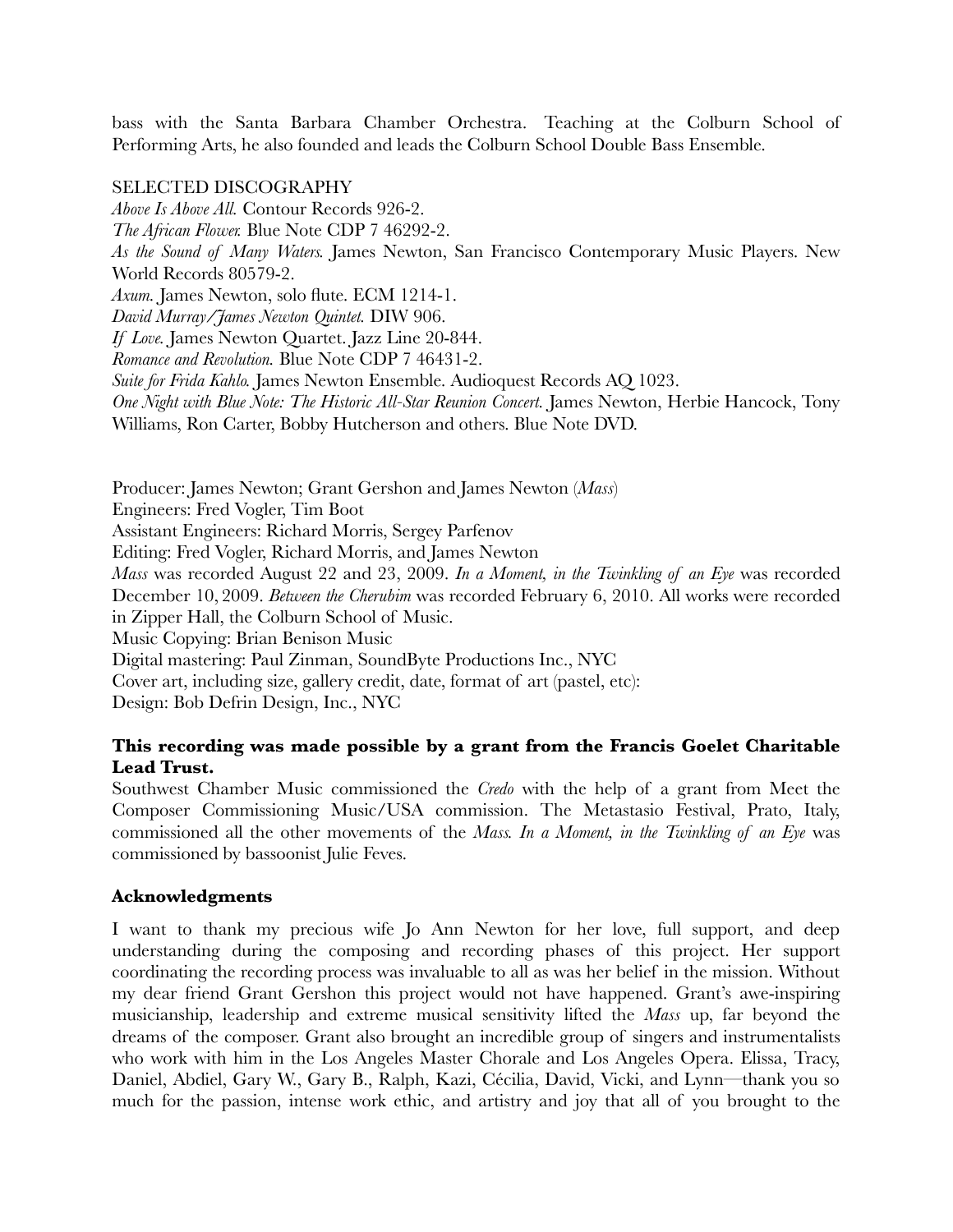bass with the Santa Barbara Chamber Orchestra. Teaching at the Colburn School of Performing Arts, he also founded and leads the Colburn School Double Bass Ensemble.

SELECTED DISCOGRAPHY

*Above Is Above All.* Contour Records 926-2.
*The African Flower.* Blue Note CDP 7 46292-2.
*As the Sound of Many Waters.* James Newton, San Francisco Contemporary Music Players. New World Records 80579-2.
*Axum.* James Newton, solo flute. ECM 1214-1.
*David Murray/James Newton Quintet.* DIW 906.
*If Love.* James Newton Quartet. Jazz Line 20-844.
*Romance and Revolution.* Blue Note CDP 7 46431-2.
*Suite for Frida Kahlo.* James Newton Ensemble. Audioquest Records AQ 1023.
*One Night with Blue Note: The Historic All-Star Reunion Concert.* James Newton, Herbie Hancock, Tony Williams, Ron Carter, Bobby Hutcherson and others. Blue Note DVD.

Producer: James Newton; Grant Gershon and James Newton (*Mass*)
Engineers: Fred Vogler, Tim Boot
Assistant Engineers: Richard Morris, Sergey Parfenov
Editing: Fred Vogler, Richard Morris, and James Newton
*Mass* was recorded August 22 and 23, 2009. *In a Moment, in the Twinkling of an Eye* was recorded December 10, 2009. *Between the Cherubim* was recorded February 6, 2010. All works were recorded in Zipper Hall, the Colburn School of Music.
Music Copying: Brian Benison Music
Digital mastering: Paul Zinman, SoundByte Productions Inc., NYC
Cover art, including size, gallery credit, date, format of art (pastel, etc):
Design: Bob Defrin Design, Inc., NYC

**This recording was made possible by a grant from the Francis Goelet Charitable Lead Trust.**
Southwest Chamber Music commissioned the *Credo* with the help of a grant from Meet the Composer Commissioning Music/USA commission. The Metastasio Festival, Prato, Italy, commissioned all the other movements of the *Mass*. *In a Moment, in the Twinkling of an Eye* was commissioned by bassoonist Julie Feves.

**Acknowledgments**

I want to thank my precious wife Jo Ann Newton for her love, full support, and deep understanding during the composing and recording phases of this project. Her support coordinating the recording process was invaluable to all as was her belief in the mission. Without my dear friend Grant Gershon this project would not have happened. Grant's awe-inspiring musicianship, leadership and extreme musical sensitivity lifted the *Mass* up, far beyond the dreams of the composer. Grant also brought an incredible group of singers and instrumentalists who work with him in the Los Angeles Master Chorale and Los Angeles Opera. Elissa, Tracy, Daniel, Abdiel, Gary W., Gary B., Ralph, Kazi, Cécilia, David, Vicki, and Lynn—thank you so much for the passion, intense work ethic, and artistry and joy that all of you brought to the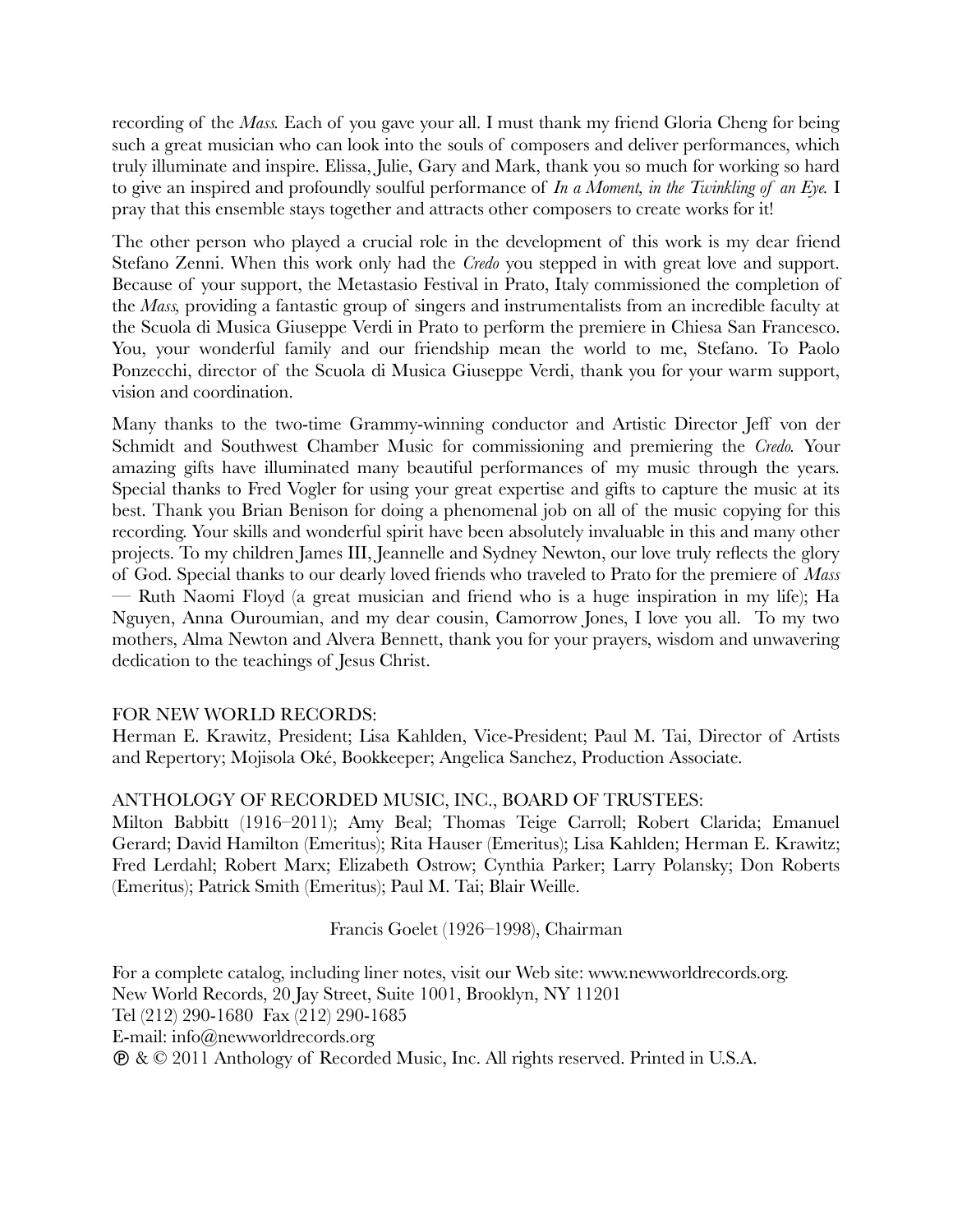recording of the *Mass.* Each of you gave your all. I must thank my friend Gloria Cheng for being such a great musician who can look into the souls of composers and deliver performances, which truly illuminate and inspire. Elissa, Julie, Gary and Mark, thank you so much for working so hard to give an inspired and profoundly soulful performance of *In a Moment, in the Twinkling of an Eye.* I pray that this ensemble stays together and attracts other composers to create works for it!

The other person who played a crucial role in the development of this work is my dear friend Stefano Zenni. When this work only had the *Credo* you stepped in with great love and support. Because of your support, the Metastasio Festival in Prato, Italy commissioned the completion of the *Mass,* providing a fantastic group of singers and instrumentalists from an incredible faculty at the Scuola di Musica Giuseppe Verdi in Prato to perform the premiere in Chiesa San Francesco. You, your wonderful family and our friendship mean the world to me, Stefano. To Paolo Ponzecchi, director of the Scuola di Musica Giuseppe Verdi, thank you for your warm support, vision and coordination.

Many thanks to the two-time Grammy-winning conductor and Artistic Director Jeff von der Schmidt and Southwest Chamber Music for commissioning and premiering the *Credo.* Your amazing gifts have illuminated many beautiful performances of my music through the years. Special thanks to Fred Vogler for using your great expertise and gifts to capture the music at its best. Thank you Brian Benison for doing a phenomenal job on all of the music copying for this recording. Your skills and wonderful spirit have been absolutely invaluable in this and many other projects. To my children James III, Jeannelle and Sydney Newton, our love truly reflects the glory of God. Special thanks to our dearly loved friends who traveled to Prato for the premiere of *Mass* — Ruth Naomi Floyd (a great musician and friend who is a huge inspiration in my life); Ha Nguyen, Anna Ouroumian, and my dear cousin, Camorrow Jones, I love you all. To my two mothers, Alma Newton and Alvera Bennett, thank you for your prayers, wisdom and unwavering dedication to the teachings of Jesus Christ.

FOR NEW WORLD RECORDS:
Herman E. Krawitz, President; Lisa Kahlden, Vice-President; Paul M. Tai, Director of Artists and Repertory; Mojisola Oké, Bookkeeper; Angelica Sanchez, Production Associate.

ANTHOLOGY OF RECORDED MUSIC, INC., BOARD OF TRUSTEES:
Milton Babbitt (1916–2011); Amy Beal; Thomas Teige Carroll; Robert Clarida; Emanuel Gerard; David Hamilton (Emeritus); Rita Hauser (Emeritus); Lisa Kahlden; Herman E. Krawitz; Fred Lerdahl; Robert Marx; Elizabeth Ostrow; Cynthia Parker; Larry Polansky; Don Roberts (Emeritus); Patrick Smith (Emeritus); Paul M. Tai; Blair Weille.

Francis Goelet (1926–1998), Chairman

For a complete catalog, including liner notes, visit our Web site: www.newworldrecords.org.
New World Records, 20 Jay Street, Suite 1001, Brooklyn, NY 11201
Tel (212) 290-1680 Fax (212) 290-1685
E-mail: info@newworldrecords.org
℗ & © 2011 Anthology of Recorded Music, Inc. All rights reserved. Printed in U.S.A.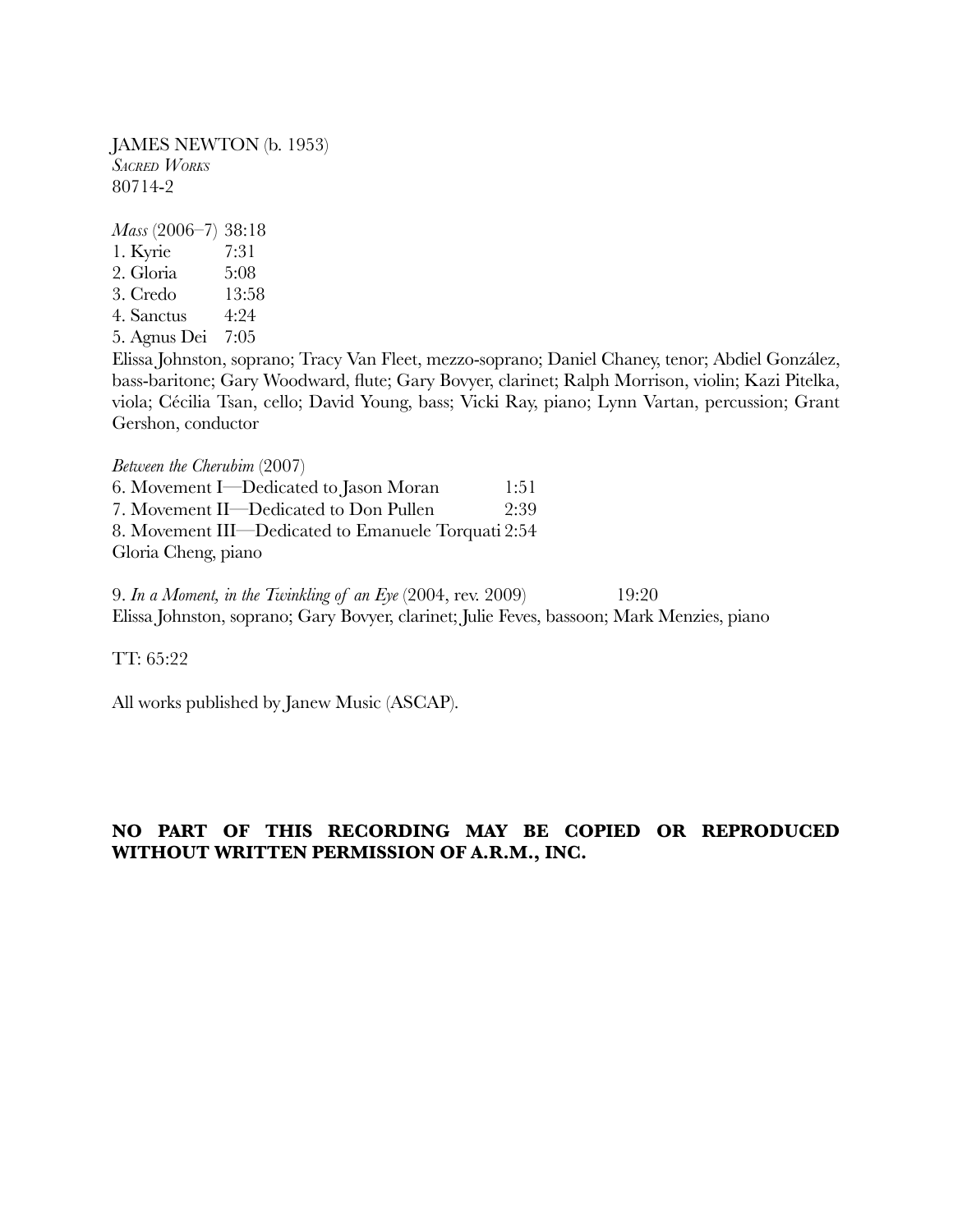JAMES NEWTON (b. 1953)
*Sacred Works*
80714-2

*Mass* (2006–7) 38:18
1. Kyrie 7:31
2. Gloria 5:08
3. Credo 13:58
4. Sanctus 4:24
5. Agnus Dei 7:05
Elissa Johnston, soprano; Tracy Van Fleet, mezzo-soprano; Daniel Chaney, tenor; Abdiel González, bass-baritone; Gary Woodward, flute; Gary Bovyer, clarinet; Ralph Morrison, violin; Kazi Pitelka, viola; Cécilia Tsan, cello; David Young, bass; Vicki Ray, piano; Lynn Vartan, percussion; Grant Gershon, conductor

*Between the Cherubim* (2007)
6. Movement I—Dedicated to Jason Moran 1:51
7. Movement II—Dedicated to Don Pullen 2:39
8. Movement III—Dedicated to Emanuele Torquati 2:54
Gloria Cheng, piano

9. *In a Moment, in the Twinkling of an Eye* (2004, rev. 2009) 19:20
Elissa Johnston, soprano; Gary Bovyer, clarinet; Julie Feves, bassoon; Mark Menzies, piano

TT: 65:22

All works published by Janew Music (ASCAP).

**NO PART OF THIS RECORDING MAY BE COPIED OR REPRODUCED WITHOUT WRITTEN PERMISSION OF A.R.M., INC.**